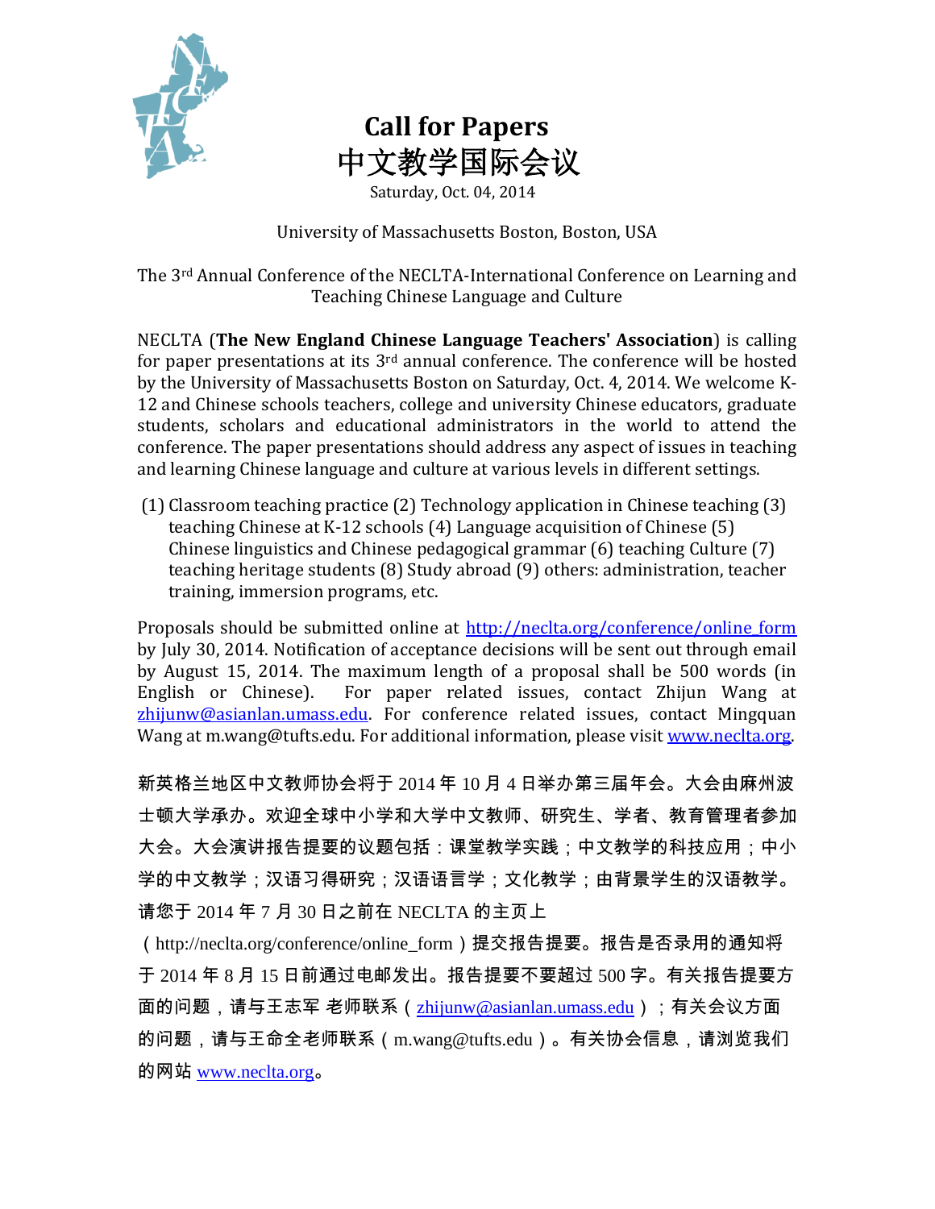# Call for Papers

# 中文教学国际会议

Saturday, Oct. 04, 2014

University of Massachusetts Boston, Boston, USA

The 3rd Annual Conference of the NECLTA-International Conference on Learning and Teaching Chinese Language and Culture

NECLTA (**The New England Chinese Language Teachers' Association**) is calling for paper presentations at its 3rd annual conference. The conference will be hosted by the University of Massachusetts Boston on Saturday, Oct. 4, 2014. We welcome K-12 and Chinese schools teachers, college and university Chinese educators, graduate students, scholars and educational administrators in the world to attend the conference. The paper presentations should address any aspect of issues in teaching and learning Chinese language and culture at various levels in different settings.

(1) Classroom teaching practice (2) Technology application in Chinese teaching (3) teaching Chinese at K-12 schools (4) Language acquisition of Chinese (5) Chinese linguistics and Chinese pedagogical grammar (6) teaching Culture (7) teaching heritage students (8) Study abroad (9) others: administration, teacher training, immersion programs, etc.

Proposals should be submitted online at http://neclta.org/conference/online_form by July 30, 2014. Notification of acceptance decisions will be sent out through email by August 15, 2014. The maximum length of a proposal shall be 500 words (in English or Chinese). For paper related issues, contact Zhijun Wang at zhijunw@asianlan.umass.edu. For conference related issues, contact Mingquan Wang at m.wang@tufts.edu. For additional information, please visit www.neclta.org.

新英格兰地区中文教师协会将于 2014 年 10 月 4 日举办第三届年会。大会由麻州波士顿大学承办。欢迎全球中小学和大学中文教师、研究生、学者、教育管理者参加大会。大会演讲报告提要的议题包括：课堂教学实践；中文教学的科技应用；中小学的中文教学；汉语习得研究；汉语语言学；文化教学；由背景学生的汉语教学。请您于 2014 年 7 月 30 日之前在 NECLTA 的主页上（http://neclta.org/conference/online_form）提交报告提要。报告是否录用的通知将于 2014 年 8 月 15 日前通过电邮发出。报告提要不要超过 500 字。有关报告提要方面的问题，请与王志军 老师联系（zhijunw@asianlan.umass.edu）；有关会议方面的问题，请与王命全老师联系（m.wang@tufts.edu）。有关协会信息，请浏览我们的网站 www.neclta.org。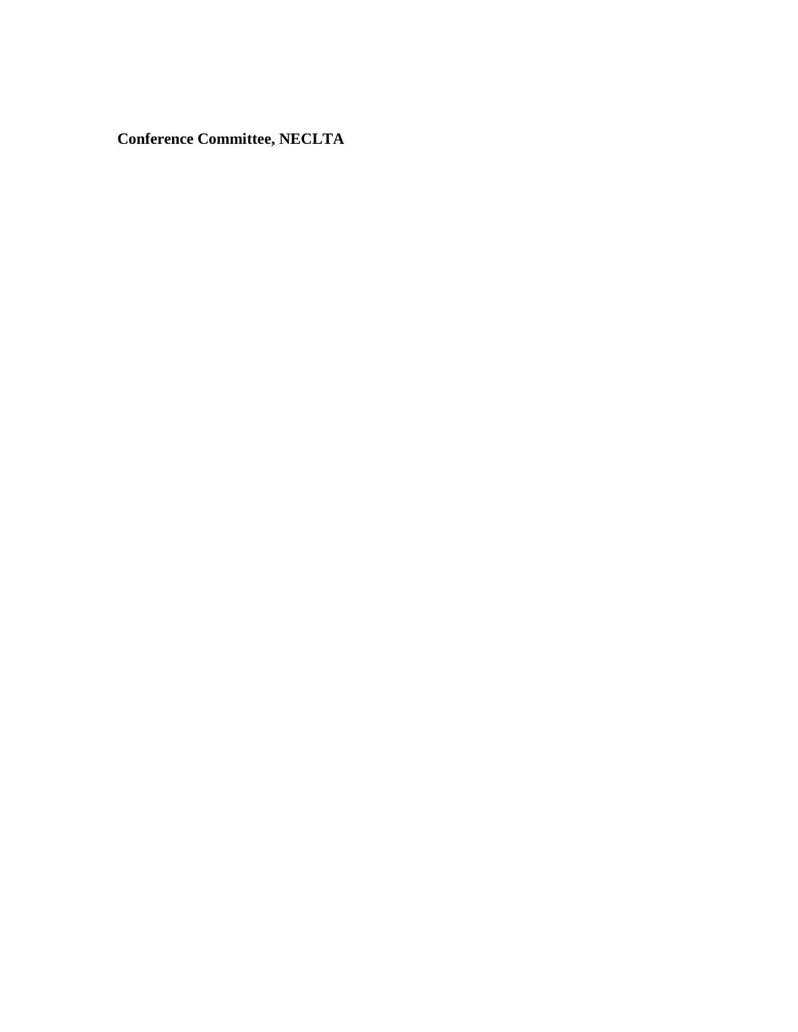**Conference Committee, NECLTA**